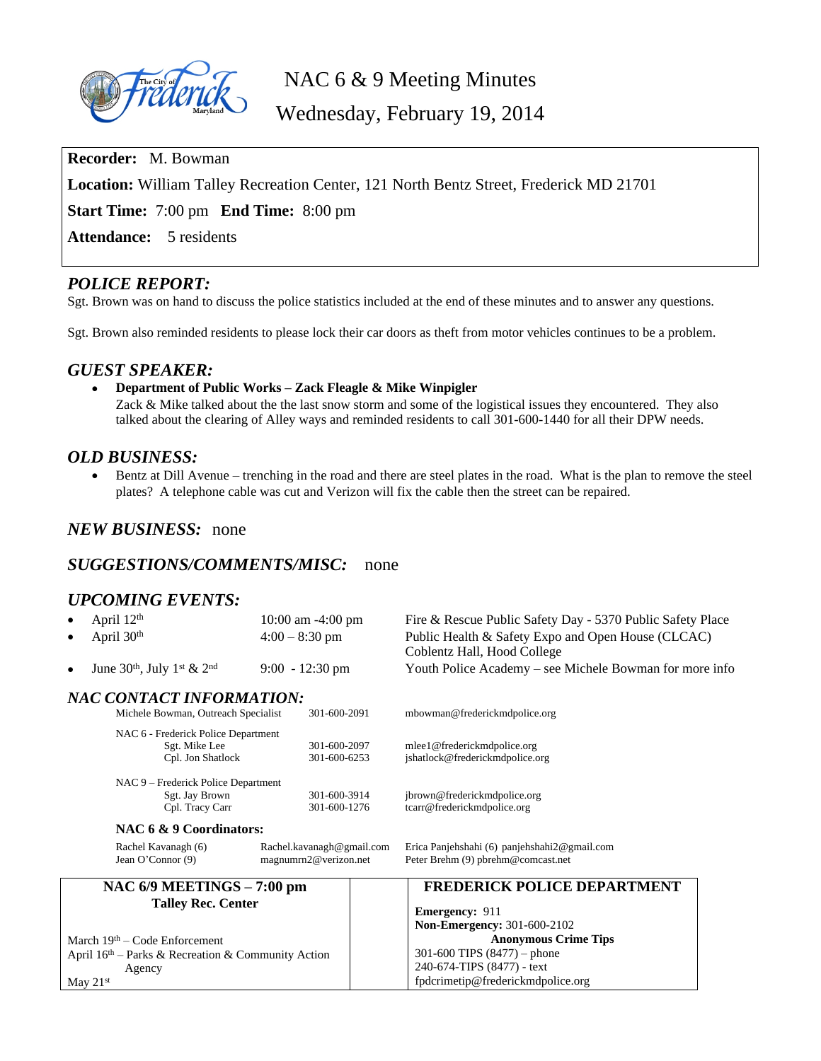# NAC 6 & 9 Meeting Minutes

## Wednesday, February 19, 2014

**Recorder:** M. Bowman

**Location:** William Talley Recreation Center, 121 North Bentz Street, Frederick MD 21701

**Start Time:** 7:00 pm **End Time:** 8:00 pm

**Attendance:** 5 residents

## *POLICE REPORT:*

Sgt. Brown was on hand to discuss the police statistics included at the end of these minutes and to answer any questions.

Sgt. Brown also reminded residents to please lock their car doors as theft from motor vehicles continues to be a problem.

## *GUEST SPEAKER:*

- **Department of Public Works – Zack Fleagle & Mike Winpigler**
  Zack & Mike talked about the the last snow storm and some of the logistical issues they encountered. They also talked about the clearing of Alley ways and reminded residents to call 301-600-1440 for all their DPW needs.

## *OLD BUSINESS:*

- Bentz at Dill Avenue – trenching in the road and there are steel plates in the road. What is the plan to remove the steel plates? A telephone cable was cut and Verizon will fix the cable then the street can be repaired.

## *NEW BUSINESS:* none

## *SUGGESTIONS/COMMENTS/MISC:* none

## *UPCOMING EVENTS:*

- April 12th — 10:00 am -4:00 pm — Fire & Rescue Public Safety Day - 5370 Public Safety Place
- April 30th — 4:00 – 8:30 pm — Public Health & Safety Expo and Open House (CLCAC) Coblentz Hall, Hood College
- June 30th, July 1st & 2nd — 9:00 - 12:30 pm — Youth Police Academy – see Michele Bowman for more info

## *NAC CONTACT INFORMATION:*

| | | |
|---|---|---|
| Michele Bowman, Outreach Specialist | 301-600-2091 | mbowman@frederickmdpolice.org |
| **NAC 6 - Frederick Police Department** | | |
| Sgt. Mike Lee | 301-600-2097 | mlee1@frederickmdpolice.org |
| Cpl. Jon Shatlock | 301-600-6253 | jshatlock@frederickmdpolice.org |
| **NAC 9 – Frederick Police Department** | | |
| Sgt. Jay Brown | 301-600-3914 | jbrown@frederickmdpolice.org |
| Cpl. Tracy Carr | 301-600-1276 | tcarr@frederickmdpolice.org |

**NAC 6 & 9 Coordinators:**

| | | |
|---|---|---|
| Rachel Kavanagh (6) | Rachel.kavanagh@gmail.com | Erica Panjehshahi (6) panjehshahi2@gmail.com |
| Jean O'Connor (9) | magnumrn2@verizon.net | Peter Brehm (9) pbrehm@comcast.net |

**NAC 6/9 MEETINGS – 7:00 pm**
**Talley Rec. Center**

March 19th – Code Enforcement
April 16th – Parks & Recreation & Community Action Agency
May 21st

**FREDERICK POLICE DEPARTMENT**

**Emergency:** 911
**Non-Emergency:** 301-600-2102
**Anonymous Crime Tips**
301-600 TIPS (8477) – phone
240-674-TIPS (8477) - text
fpdcrimetip@frederickmdpolice.org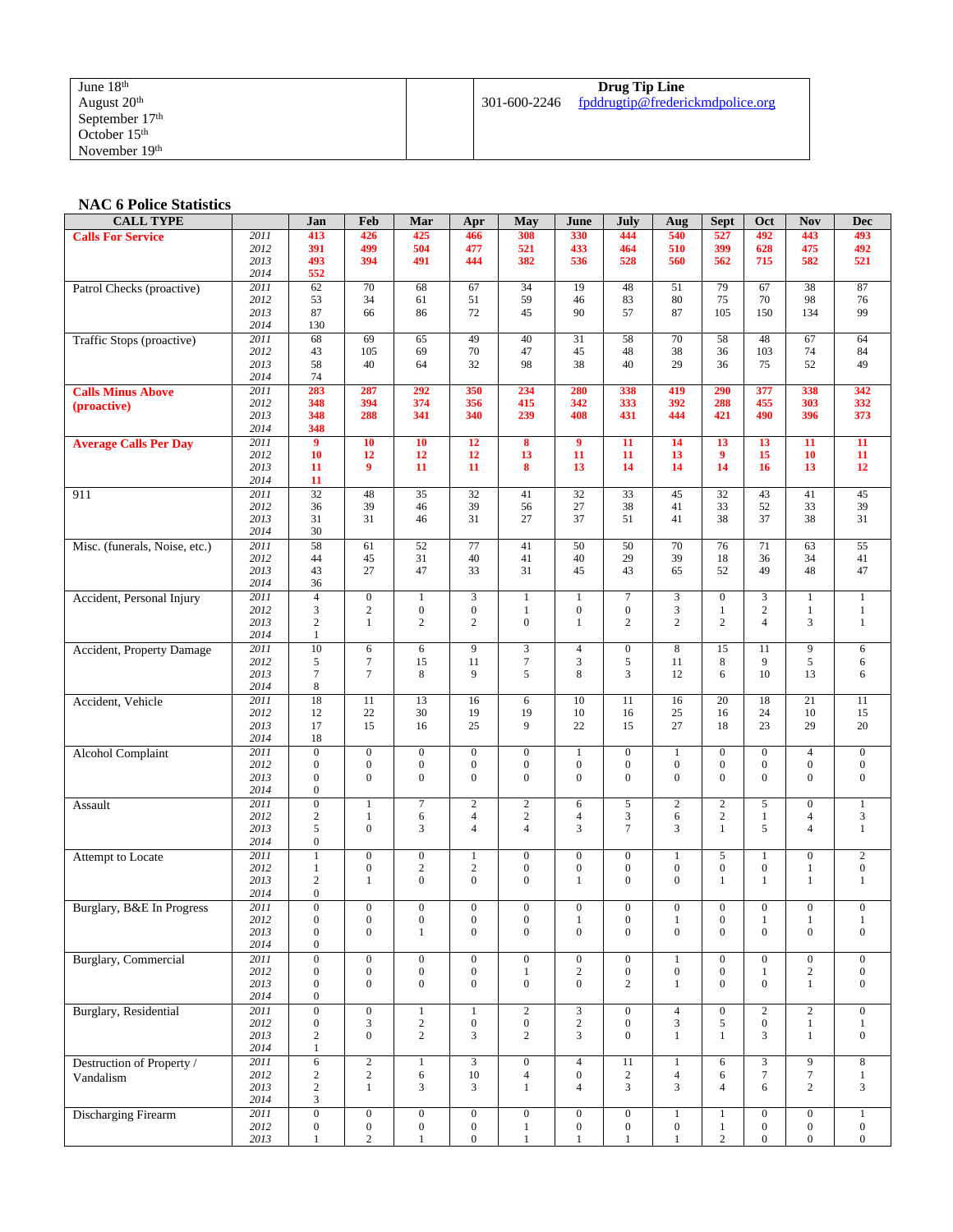| June 18th<br>August 20th<br>September 17th<br>October 15th<br>November 19th | | **Drug Tip Line**<br>301-600-2246 fpddrugtip@frederickmdpolice.org |
|---|---|---|

## NAC 6 Police Statistics

| CALL TYPE | | Jan | Feb | Mar | Apr | May | June | July | Aug | Sept | Oct | Nov | Dec |
|---|---|---|---|---|---|---|---|---|---|---|---|---|---|
| **Calls For Service** | 2011 | 413 | 426 | 425 | 466 | 308 | 330 | 444 | 540 | 527 | 492 | 443 | 493 |
| | 2012 | 391 | 499 | 504 | 477 | 521 | 433 | 464 | 510 | 399 | 628 | 475 | 492 |
| | 2013 | 493 | 394 | 491 | 444 | 382 | 536 | 528 | 560 | 562 | 715 | 582 | 521 |
| | 2014 | 552 | | | | | | | | | | | |
| Patrol Checks (proactive) | 2011 | 62 | 70 | 68 | 67 | 34 | 19 | 48 | 51 | 79 | 67 | 38 | 87 |
| | 2012 | 53 | 34 | 61 | 51 | 59 | 46 | 83 | 80 | 75 | 70 | 98 | 76 |
| | 2013 | 87 | 66 | 86 | 72 | 45 | 90 | 57 | 87 | 105 | 150 | 134 | 99 |
| | 2014 | 130 | | | | | | | | | | | |
| Traffic Stops (proactive) | 2011 | 68 | 69 | 65 | 49 | 40 | 31 | 58 | 70 | 58 | 48 | 67 | 64 |
| | 2012 | 43 | 105 | 69 | 70 | 47 | 45 | 48 | 38 | 36 | 103 | 74 | 84 |
| | 2013 | 58 | 40 | 64 | 32 | 98 | 38 | 40 | 29 | 36 | 75 | 52 | 49 |
| | 2014 | 74 | | | | | | | | | | | |
| **Calls Minus Above (proactive)** | 2011 | 283 | 287 | 292 | 350 | 234 | 280 | 338 | 419 | 290 | 377 | 338 | 342 |
| | 2012 | 348 | 394 | 374 | 356 | 415 | 342 | 333 | 392 | 288 | 455 | 303 | 332 |
| | 2013 | 348 | 288 | 341 | 340 | 239 | 408 | 431 | 444 | 421 | 490 | 396 | 373 |
| | 2014 | 348 | | | | | | | | | | | |
| **Average Calls Per Day** | 2011 | 9 | 10 | 10 | 12 | 8 | 9 | 11 | 14 | 13 | 13 | 11 | 11 |
| | 2012 | 10 | 12 | 12 | 12 | 13 | 11 | 11 | 13 | 9 | 15 | 10 | 11 |
| | 2013 | 11 | 9 | 11 | 11 | 8 | 13 | 14 | 14 | 14 | 16 | 13 | 12 |
| | 2014 | 11 | | | | | | | | | | | |
| 911 | 2011 | 32 | 48 | 35 | 32 | 41 | 32 | 33 | 45 | 32 | 43 | 41 | 45 |
| | 2012 | 36 | 39 | 46 | 39 | 56 | 27 | 38 | 41 | 33 | 52 | 33 | 39 |
| | 2013 | 31 | 31 | 46 | 31 | 27 | 37 | 51 | 41 | 38 | 37 | 38 | 31 |
| | 2014 | 30 | | | | | | | | | | | |
| Misc. (funerals, Noise, etc.) | 2011 | 58 | 61 | 52 | 77 | 41 | 50 | 50 | 70 | 76 | 71 | 63 | 55 |
| | 2012 | 44 | 45 | 31 | 40 | 41 | 40 | 29 | 39 | 18 | 36 | 34 | 41 |
| | 2013 | 43 | 27 | 47 | 33 | 31 | 45 | 43 | 65 | 52 | 49 | 48 | 47 |
| | 2014 | 36 | | | | | | | | | | | |
| Accident, Personal Injury | 2011 | 4 | 0 | 1 | 3 | 1 | 1 | 7 | 3 | 0 | 3 | 1 | 1 |
| | 2012 | 3 | 2 | 0 | 0 | 1 | 0 | 0 | 3 | 1 | 2 | 1 | 1 |
| | 2013 | 2 | 1 | 2 | 2 | 0 | 1 | 2 | 2 | 2 | 4 | 3 | 1 |
| | 2014 | 1 | | | | | | | | | | | |
| Accident, Property Damage | 2011 | 10 | 6 | 6 | 9 | 3 | 4 | 0 | 8 | 15 | 11 | 9 | 6 |
| | 2012 | 5 | 7 | 15 | 11 | 7 | 3 | 5 | 11 | 8 | 9 | 5 | 6 |
| | 2013 | 7 | 7 | 8 | 9 | 5 | 8 | 3 | 12 | 6 | 10 | 13 | 6 |
| | 2014 | 8 | | | | | | | | | | | |
| Accident, Vehicle | 2011 | 18 | 11 | 13 | 16 | 6 | 10 | 11 | 16 | 20 | 18 | 21 | 11 |
| | 2012 | 12 | 22 | 30 | 19 | 19 | 10 | 16 | 25 | 16 | 24 | 10 | 15 |
| | 2013 | 17 | 15 | 16 | 25 | 9 | 22 | 15 | 27 | 18 | 23 | 29 | 20 |
| | 2014 | 18 | | | | | | | | | | | |
| Alcohol Complaint | 2011 | 0 | 0 | 0 | 0 | 0 | 1 | 0 | 1 | 0 | 0 | 4 | 0 |
| | 2012 | 0 | 0 | 0 | 0 | 0 | 0 | 0 | 0 | 0 | 0 | 0 | 0 |
| | 2013 | 0 | 0 | 0 | 0 | 0 | 0 | 0 | 0 | 0 | 0 | 0 | 0 |
| | 2014 | 0 | | | | | | | | | | | |
| Assault | 2011 | 0 | 1 | 7 | 2 | 2 | 6 | 5 | 2 | 2 | 5 | 0 | 1 |
| | 2012 | 2 | 1 | 6 | 4 | 2 | 4 | 3 | 6 | 2 | 1 | 4 | 3 |
| | 2013 | 5 | 0 | 3 | 4 | 4 | 3 | 7 | 3 | 1 | 5 | 4 | 1 |
| | 2014 | 0 | | | | | | | | | | | |
| Attempt to Locate | 2011 | 1 | 0 | 0 | 1 | 0 | 0 | 0 | 1 | 5 | 1 | 0 | 2 |
| | 2012 | 1 | 0 | 2 | 2 | 0 | 0 | 0 | 0 | 0 | 0 | 1 | 0 |
| | 2013 | 2 | 1 | 0 | 0 | 0 | 1 | 0 | 0 | 1 | 1 | 1 | 1 |
| | 2014 | 0 | | | | | | | | | | | |
| Burglary, B&E In Progress | 2011 | 0 | 0 | 0 | 0 | 0 | 0 | 0 | 0 | 0 | 0 | 0 | 0 |
| | 2012 | 0 | 0 | 0 | 0 | 0 | 1 | 0 | 1 | 0 | 1 | 1 | 1 |
| | 2013 | 0 | 0 | 1 | 0 | 0 | 0 | 0 | 0 | 0 | 0 | 0 | 0 |
| | 2014 | 0 | | | | | | | | | | | |
| Burglary, Commercial | 2011 | 0 | 0 | 0 | 0 | 0 | 0 | 0 | 1 | 0 | 0 | 0 | 0 |
| | 2012 | 0 | 0 | 0 | 0 | 1 | 2 | 0 | 0 | 0 | 1 | 2 | 0 |
| | 2013 | 0 | 0 | 0 | 0 | 0 | 0 | 2 | 1 | 0 | 0 | 1 | 0 |
| | 2014 | 0 | | | | | | | | | | | |
| Burglary, Residential | 2011 | 0 | 0 | 1 | 1 | 2 | 3 | 0 | 4 | 0 | 2 | 2 | 0 |
| | 2012 | 0 | 3 | 2 | 0 | 0 | 2 | 0 | 3 | 5 | 0 | 1 | 1 |
| | 2013 | 2 | 0 | 2 | 3 | 2 | 3 | 0 | 1 | 1 | 3 | 1 | 0 |
| | 2014 | 1 | | | | | | | | | | | |
| Destruction of Property / Vandalism | 2011 | 6 | 2 | 1 | 3 | 0 | 4 | 11 | 1 | 6 | 3 | 9 | 8 |
| | 2012 | 2 | 2 | 6 | 10 | 4 | 0 | 2 | 4 | 6 | 7 | 7 | 1 |
| | 2013 | 2 | 1 | 3 | 3 | 1 | 4 | 3 | 3 | 4 | 6 | 2 | 3 |
| | 2014 | 3 | | | | | | | | | | | |
| Discharging Firearm | 2011 | 0 | 0 | 0 | 0 | 0 | 0 | 0 | 1 | 1 | 0 | 0 | 1 |
| | 2012 | 0 | 0 | 0 | 0 | 1 | 0 | 0 | 0 | 1 | 0 | 0 | 0 |
| | 2013 | 1 | 2 | 1 | 0 | 1 | 1 | 1 | 1 | 2 | 0 | 0 | 0 |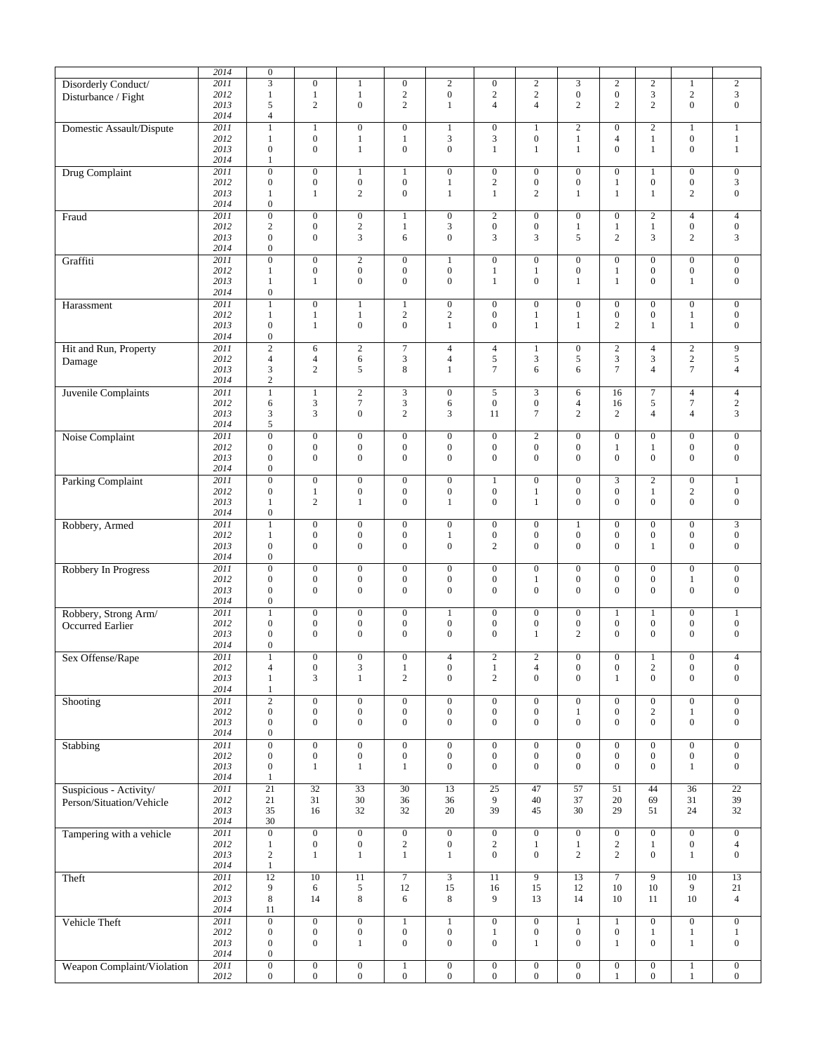| | 2014 | 0 | | | | | | | | | | | |
|---|---|---|---|---|---|---|---|---|---|---|---|---|---|
| Disorderly Conduct/ Disturbance / Fight | 2011 | 3 | 0 | 1 | 0 | 2 | 0 | 2 | 3 | 2 | 2 | 1 | 2 |
| | 2012 | 1 | 1 | 1 | 2 | 0 | 2 | 2 | 0 | 0 | 3 | 2 | 3 |
| | 2013 | 5 | 2 | 0 | 2 | 1 | 4 | 4 | 2 | 2 | 2 | 0 | 0 |
| | 2014 | 4 | | | | | | | | | | | |
| Domestic Assault/Dispute | 2011 | 1 | 1 | 0 | 0 | 1 | 0 | 1 | 2 | 0 | 2 | 1 | 1 |
| | 2012 | 1 | 0 | 1 | 1 | 3 | 3 | 0 | 1 | 4 | 1 | 0 | 1 |
| | 2013 | 0 | 0 | 1 | 0 | 0 | 1 | 1 | 1 | 0 | 1 | 0 | 1 |
| | 2014 | 1 | | | | | | | | | | | |
| Drug Complaint | 2011 | 0 | 0 | 1 | 1 | 0 | 0 | 0 | 0 | 0 | 1 | 0 | 0 |
| | 2012 | 0 | 0 | 0 | 0 | 1 | 2 | 0 | 0 | 1 | 0 | 0 | 3 |
| | 2013 | 1 | 1 | 2 | 0 | 1 | 1 | 2 | 1 | 1 | 1 | 2 | 0 |
| | 2014 | 0 | | | | | | | | | | | |
| Fraud | 2011 | 0 | 0 | 0 | 1 | 0 | 2 | 0 | 0 | 0 | 2 | 4 | 4 |
| | 2012 | 2 | 0 | 2 | 1 | 3 | 0 | 0 | 1 | 1 | 1 | 0 | 0 |
| | 2013 | 0 | 0 | 3 | 6 | 0 | 3 | 3 | 5 | 2 | 3 | 2 | 3 |
| | 2014 | 0 | | | | | | | | | | | |
| Graffiti | 2011 | 0 | 0 | 2 | 0 | 1 | 0 | 0 | 0 | 0 | 0 | 0 | 0 |
| | 2012 | 1 | 0 | 0 | 0 | 0 | 1 | 1 | 0 | 1 | 0 | 0 | 0 |
| | 2013 | 1 | 1 | 0 | 0 | 0 | 1 | 0 | 1 | 1 | 0 | 1 | 0 |
| | 2014 | 0 | | | | | | | | | | | |
| Harassment | 2011 | 1 | 0 | 1 | 1 | 0 | 0 | 0 | 0 | 0 | 0 | 0 | 0 |
| | 2012 | 1 | 1 | 1 | 2 | 2 | 0 | 1 | 1 | 0 | 0 | 1 | 0 |
| | 2013 | 0 | 1 | 0 | 0 | 1 | 0 | 1 | 1 | 2 | 1 | 1 | 0 |
| | 2014 | 0 | | | | | | | | | | | |
| Hit and Run, Property Damage | 2011 | 2 | 6 | 2 | 7 | 4 | 4 | 1 | 0 | 2 | 4 | 2 | 9 |
| | 2012 | 4 | 4 | 6 | 3 | 4 | 5 | 3 | 5 | 3 | 3 | 2 | 5 |
| | 2013 | 3 | 2 | 5 | 8 | 1 | 7 | 6 | 6 | 7 | 4 | 7 | 4 |
| | 2014 | 2 | | | | | | | | | | | |
| Juvenile Complaints | 2011 | 1 | 1 | 2 | 3 | 0 | 5 | 3 | 6 | 16 | 7 | 4 | 4 |
| | 2012 | 6 | 3 | 7 | 3 | 6 | 0 | 0 | 4 | 16 | 5 | 7 | 2 |
| | 2013 | 3 | 3 | 0 | 2 | 3 | 11 | 7 | 2 | 2 | 4 | 4 | 3 |
| | 2014 | 5 | | | | | | | | | | | |
| Noise Complaint | 2011 | 0 | 0 | 0 | 0 | 0 | 0 | 2 | 0 | 0 | 0 | 0 | 0 |
| | 2012 | 0 | 0 | 0 | 0 | 0 | 0 | 0 | 0 | 1 | 1 | 0 | 0 |
| | 2013 | 0 | 0 | 0 | 0 | 0 | 0 | 0 | 0 | 0 | 0 | 0 | 0 |
| | 2014 | 0 | | | | | | | | | | | |
| Parking Complaint | 2011 | 0 | 0 | 0 | 0 | 0 | 1 | 0 | 0 | 3 | 2 | 0 | 1 |
| | 2012 | 0 | 1 | 0 | 0 | 0 | 0 | 1 | 0 | 0 | 1 | 2 | 0 |
| | 2013 | 1 | 2 | 1 | 0 | 1 | 0 | 1 | 0 | 0 | 0 | 0 | 0 |
| | 2014 | 0 | | | | | | | | | | | |
| Robbery, Armed | 2011 | 1 | 0 | 0 | 0 | 0 | 0 | 0 | 1 | 0 | 0 | 0 | 3 |
| | 2012 | 1 | 0 | 0 | 0 | 1 | 0 | 0 | 0 | 0 | 0 | 0 | 0 |
| | 2013 | 0 | 0 | 0 | 0 | 0 | 2 | 0 | 0 | 0 | 1 | 0 | 0 |
| | 2014 | 0 | | | | | | | | | | | |
| Robbery In Progress | 2011 | 0 | 0 | 0 | 0 | 0 | 0 | 0 | 0 | 0 | 0 | 0 | 0 |
| | 2012 | 0 | 0 | 0 | 0 | 0 | 0 | 1 | 0 | 0 | 0 | 1 | 0 |
| | 2013 | 0 | 0 | 0 | 0 | 0 | 0 | 0 | 0 | 0 | 0 | 0 | 0 |
| | 2014 | 0 | | | | | | | | | | | |
| Robbery, Strong Arm/ Occurred Earlier | 2011 | 1 | 0 | 0 | 0 | 1 | 0 | 0 | 0 | 1 | 1 | 0 | 1 |
| | 2012 | 0 | 0 | 0 | 0 | 0 | 0 | 0 | 0 | 0 | 0 | 0 | 0 |
| | 2013 | 0 | 0 | 0 | 0 | 0 | 0 | 1 | 2 | 0 | 0 | 0 | 0 |
| | 2014 | 0 | | | | | | | | | | | |
| Sex Offense/Rape | 2011 | 1 | 0 | 0 | 0 | 4 | 2 | 2 | 0 | 0 | 1 | 0 | 4 |
| | 2012 | 4 | 0 | 3 | 1 | 0 | 1 | 4 | 0 | 0 | 2 | 0 | 0 |
| | 2013 | 1 | 3 | 1 | 2 | 0 | 2 | 0 | 0 | 1 | 0 | 0 | 0 |
| | 2014 | 1 | | | | | | | | | | | |
| Shooting | 2011 | 2 | 0 | 0 | 0 | 0 | 0 | 0 | 0 | 0 | 0 | 0 | 0 |
| | 2012 | 0 | 0 | 0 | 0 | 0 | 0 | 0 | 1 | 0 | 2 | 1 | 0 |
| | 2013 | 0 | 0 | 0 | 0 | 0 | 0 | 0 | 0 | 0 | 0 | 0 | 0 |
| | 2014 | 0 | | | | | | | | | | | |
| Stabbing | 2011 | 0 | 0 | 0 | 0 | 0 | 0 | 0 | 0 | 0 | 0 | 0 | 0 |
| | 2012 | 0 | 0 | 0 | 0 | 0 | 0 | 0 | 0 | 0 | 0 | 0 | 0 |
| | 2013 | 0 | 1 | 1 | 1 | 0 | 0 | 0 | 0 | 0 | 0 | 1 | 0 |
| | 2014 | 1 | | | | | | | | | | | |
| Suspicious - Activity/ Person/Situation/Vehicle | 2011 | 21 | 32 | 33 | 30 | 13 | 25 | 47 | 57 | 51 | 44 | 36 | 22 |
| | 2012 | 21 | 31 | 30 | 36 | 36 | 9 | 40 | 37 | 20 | 69 | 31 | 39 |
| | 2013 | 35 | 16 | 32 | 32 | 20 | 39 | 45 | 30 | 29 | 51 | 24 | 32 |
| | 2014 | 30 | | | | | | | | | | | |
| Tampering with a vehicle | 2011 | 0 | 0 | 0 | 0 | 0 | 0 | 0 | 0 | 0 | 0 | 0 | 0 |
| | 2012 | 1 | 0 | 0 | 2 | 0 | 2 | 1 | 1 | 2 | 1 | 0 | 4 |
| | 2013 | 2 | 1 | 1 | 1 | 1 | 0 | 0 | 2 | 2 | 0 | 1 | 0 |
| | 2014 | 1 | | | | | | | | | | | |
| Theft | 2011 | 12 | 10 | 11 | 7 | 3 | 11 | 9 | 13 | 7 | 9 | 10 | 13 |
| | 2012 | 9 | 6 | 5 | 12 | 15 | 16 | 15 | 12 | 10 | 10 | 9 | 21 |
| | 2013 | 8 | 14 | 8 | 6 | 8 | 9 | 13 | 14 | 10 | 11 | 10 | 4 |
| | 2014 | 11 | | | | | | | | | | | |
| Vehicle Theft | 2011 | 0 | 0 | 0 | 1 | 1 | 0 | 0 | 1 | 1 | 0 | 0 | 0 |
| | 2012 | 0 | 0 | 0 | 0 | 0 | 1 | 0 | 0 | 0 | 1 | 1 | 1 |
| | 2013 | 0 | 0 | 1 | 0 | 0 | 0 | 1 | 0 | 1 | 0 | 1 | 0 |
| | 2014 | 0 | | | | | | | | | | | |
| Weapon Complaint/Violation | 2011 | 0 | 0 | 0 | 1 | 0 | 0 | 0 | 0 | 0 | 0 | 1 | 0 |
| | 2012 | 0 | 0 | 0 | 0 | 0 | 0 | 0 | 0 | 1 | 0 | 1 | 0 |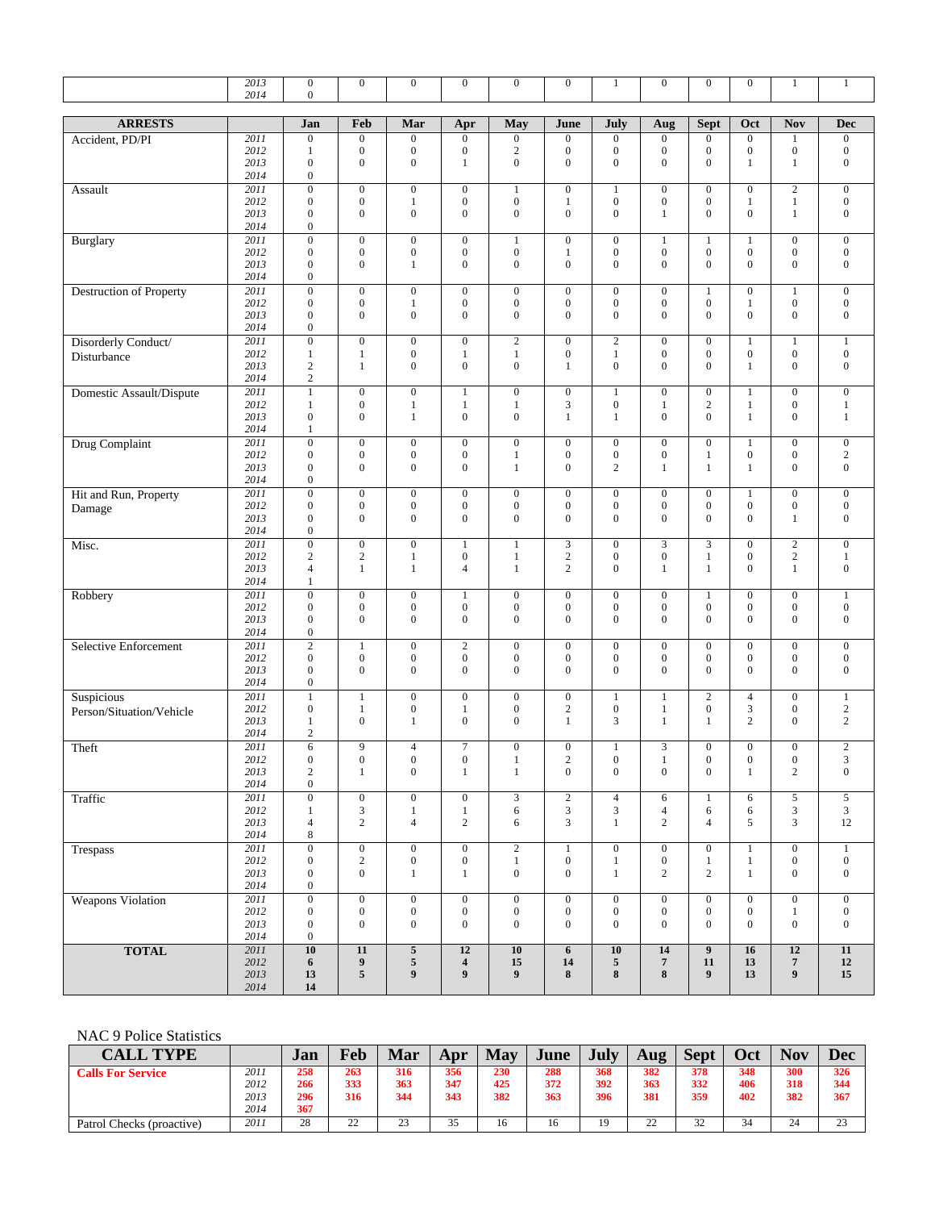| | | Jan | Feb | Mar | Apr | May | June | July | Aug | Sept | Oct | Nov | Dec |
|---|---|---|---|---|---|---|---|---|---|---|---|---|---|
| | 2013 | 0 | 0 | 0 | 0 | 0 | 0 | 1 | 0 | 0 | 0 | 1 | 1 |
| | 2014 | 0 | | | | | | | | | | | |

| ARRESTS | | Jan | Feb | Mar | Apr | May | June | July | Aug | Sept | Oct | Nov | Dec |
|---|---|---|---|---|---|---|---|---|---|---|---|---|---|
| Accident, PD/PI | 2011 | 0 | 0 | 0 | 0 | 0 | 0 | 0 | 0 | 0 | 0 | 1 | 0 |
| | 2012 | 1 | 0 | 0 | 0 | 2 | 0 | 0 | 0 | 0 | 0 | 0 | 0 |
| | 2013 | 0 | 0 | 0 | 1 | 0 | 0 | 0 | 0 | 0 | 1 | 1 | 0 |
| | 2014 | 0 | | | | | | | | | | | |
| Assault | 2011 | 0 | 0 | 0 | 0 | 1 | 0 | 1 | 0 | 0 | 0 | 2 | 0 |
| | 2012 | 0 | 0 | 1 | 0 | 0 | 1 | 0 | 0 | 0 | 1 | 1 | 0 |
| | 2013 | 0 | 0 | 0 | 0 | 0 | 0 | 0 | 1 | 0 | 0 | 1 | 0 |
| | 2014 | 0 | | | | | | | | | | | |
| Burglary | 2011 | 0 | 0 | 0 | 0 | 1 | 0 | 0 | 1 | 1 | 1 | 0 | 0 |
| | 2012 | 0 | 0 | 0 | 0 | 0 | 1 | 0 | 0 | 0 | 0 | 0 | 0 |
| | 2013 | 0 | 0 | 1 | 0 | 0 | 0 | 0 | 0 | 0 | 0 | 0 | 0 |
| | 2014 | 0 | | | | | | | | | | | |
| Destruction of Property | 2011 | 0 | 0 | 0 | 0 | 0 | 0 | 0 | 0 | 1 | 0 | 1 | 0 |
| | 2012 | 0 | 0 | 1 | 0 | 0 | 0 | 0 | 0 | 0 | 1 | 0 | 0 |
| | 2013 | 0 | 0 | 0 | 0 | 0 | 0 | 0 | 0 | 0 | 0 | 0 | 0 |
| | 2014 | 0 | | | | | | | | | | | |
| Disorderly Conduct/ Disturbance | 2011 | 0 | 0 | 0 | 0 | 2 | 0 | 2 | 0 | 0 | 1 | 1 | 1 |
| | 2012 | 1 | 1 | 0 | 1 | 1 | 0 | 1 | 0 | 0 | 0 | 0 | 0 |
| | 2013 | 2 | 1 | 0 | 0 | 0 | 1 | 0 | 0 | 0 | 1 | 0 | 0 |
| | 2014 | 2 | | | | | | | | | | | |
| Domestic Assault/Dispute | 2011 | 1 | 0 | 0 | 1 | 0 | 0 | 1 | 0 | 0 | 1 | 0 | 0 |
| | 2012 | 1 | 0 | 1 | 1 | 1 | 3 | 0 | 1 | 2 | 1 | 0 | 1 |
| | 2013 | 0 | 0 | 1 | 0 | 0 | 1 | 1 | 0 | 0 | 1 | 0 | 1 |
| | 2014 | 1 | | | | | | | | | | | |
| Drug Complaint | 2011 | 0 | 0 | 0 | 0 | 0 | 0 | 0 | 0 | 0 | 1 | 0 | 0 |
| | 2012 | 0 | 0 | 0 | 0 | 1 | 0 | 0 | 0 | 1 | 0 | 0 | 2 |
| | 2013 | 0 | 0 | 0 | 0 | 1 | 0 | 2 | 1 | 1 | 1 | 0 | 0 |
| | 2014 | 0 | | | | | | | | | | | |
| Hit and Run, Property Damage | 2011 | 0 | 0 | 0 | 0 | 0 | 0 | 0 | 0 | 0 | 1 | 0 | 0 |
| | 2012 | 0 | 0 | 0 | 0 | 0 | 0 | 0 | 0 | 0 | 0 | 0 | 0 |
| | 2013 | 0 | 0 | 0 | 0 | 0 | 0 | 0 | 0 | 0 | 0 | 1 | 0 |
| | 2014 | 0 | | | | | | | | | | | |
| Misc. | 2011 | 0 | 0 | 0 | 1 | 1 | 3 | 0 | 3 | 3 | 0 | 2 | 0 |
| | 2012 | 2 | 2 | 1 | 0 | 1 | 2 | 0 | 0 | 1 | 0 | 2 | 1 |
| | 2013 | 4 | 1 | 1 | 4 | 1 | 2 | 0 | 1 | 1 | 0 | 1 | 0 |
| | 2014 | 1 | | | | | | | | | | | |
| Robbery | 2011 | 0 | 0 | 0 | 1 | 0 | 0 | 0 | 0 | 1 | 0 | 0 | 1 |
| | 2012 | 0 | 0 | 0 | 0 | 0 | 0 | 0 | 0 | 0 | 0 | 0 | 0 |
| | 2013 | 0 | 0 | 0 | 0 | 0 | 0 | 0 | 0 | 0 | 0 | 0 | 0 |
| | 2014 | 0 | | | | | | | | | | | |
| Selective Enforcement | 2011 | 2 | 1 | 0 | 2 | 0 | 0 | 0 | 0 | 0 | 0 | 0 | 0 |
| | 2012 | 0 | 0 | 0 | 0 | 0 | 0 | 0 | 0 | 0 | 0 | 0 | 0 |
| | 2013 | 0 | 0 | 0 | 0 | 0 | 0 | 0 | 0 | 0 | 0 | 0 | 0 |
| | 2014 | 0 | | | | | | | | | | | |
| Suspicious Person/Situation/Vehicle | 2011 | 1 | 1 | 0 | 0 | 0 | 0 | 1 | 1 | 2 | 4 | 0 | 1 |
| | 2012 | 0 | 1 | 0 | 1 | 0 | 2 | 0 | 1 | 0 | 3 | 0 | 2 |
| | 2013 | 1 | 0 | 1 | 0 | 0 | 1 | 3 | 1 | 1 | 2 | 0 | 2 |
| | 2014 | 2 | | | | | | | | | | | |
| Theft | 2011 | 6 | 9 | 4 | 7 | 0 | 0 | 1 | 3 | 0 | 0 | 0 | 2 |
| | 2012 | 0 | 0 | 0 | 0 | 1 | 2 | 0 | 1 | 0 | 0 | 0 | 3 |
| | 2013 | 2 | 1 | 0 | 1 | 1 | 0 | 0 | 0 | 0 | 1 | 2 | 0 |
| | 2014 | 0 | | | | | | | | | | | |
| Traffic | 2011 | 0 | 0 | 0 | 0 | 3 | 2 | 4 | 6 | 1 | 6 | 5 | 5 |
| | 2012 | 1 | 3 | 1 | 1 | 6 | 3 | 3 | 4 | 6 | 6 | 3 | 3 |
| | 2013 | 4 | 2 | 4 | 2 | 6 | 3 | 1 | 2 | 4 | 5 | 3 | 12 |
| | 2014 | 8 | | | | | | | | | | | |
| Trespass | 2011 | 0 | 0 | 0 | 0 | 2 | 1 | 0 | 0 | 0 | 1 | 0 | 1 |
| | 2012 | 0 | 2 | 0 | 0 | 1 | 0 | 1 | 0 | 1 | 1 | 0 | 0 |
| | 2013 | 0 | 0 | 1 | 1 | 0 | 0 | 1 | 2 | 2 | 1 | 0 | 0 |
| | 2014 | 0 | | | | | | | | | | | |
| Weapons Violation | 2011 | 0 | 0 | 0 | 0 | 0 | 0 | 0 | 0 | 0 | 0 | 0 | 0 |
| | 2012 | 0 | 0 | 0 | 0 | 0 | 0 | 0 | 0 | 0 | 0 | 1 | 0 |
| | 2013 | 0 | 0 | 0 | 0 | 0 | 0 | 0 | 0 | 0 | 0 | 0 | 0 |
| | 2014 | 0 | | | | | | | | | | | |
| **TOTAL** | 2011 | **10** | **11** | **5** | **12** | **10** | **6** | **10** | **14** | **9** | **16** | **12** | **11** |
| | 2012 | **6** | **9** | **5** | **4** | **15** | **14** | **5** | **7** | **11** | **13** | **7** | **12** |
| | 2013 | **13** | **5** | **9** | **9** | **9** | **8** | **8** | **8** | **9** | **13** | **9** | **15** |
| | 2014 | **14** | | | | | | | | | | | |

NAC 9 Police Statistics

| CALL TYPE | | Jan | Feb | Mar | Apr | May | June | July | Aug | Sept | Oct | Nov | Dec |
|---|---|---|---|---|---|---|---|---|---|---|---|---|---|
| **Calls For Service** | 2011 | **258** | **263** | **316** | **356** | **230** | **288** | **368** | **382** | **378** | **348** | **300** | **326** |
| | 2012 | **266** | **333** | **363** | **347** | **425** | **372** | **392** | **363** | **332** | **406** | **318** | **344** |
| | 2013 | **296** | **316** | **344** | **343** | **382** | **363** | **396** | **381** | **359** | **402** | **382** | **367** |
| | 2014 | **367** | | | | | | | | | | | |
| Patrol Checks (proactive) | 2011 | 28 | 22 | 23 | 35 | 16 | 16 | 19 | 22 | 32 | 34 | 24 | 23 |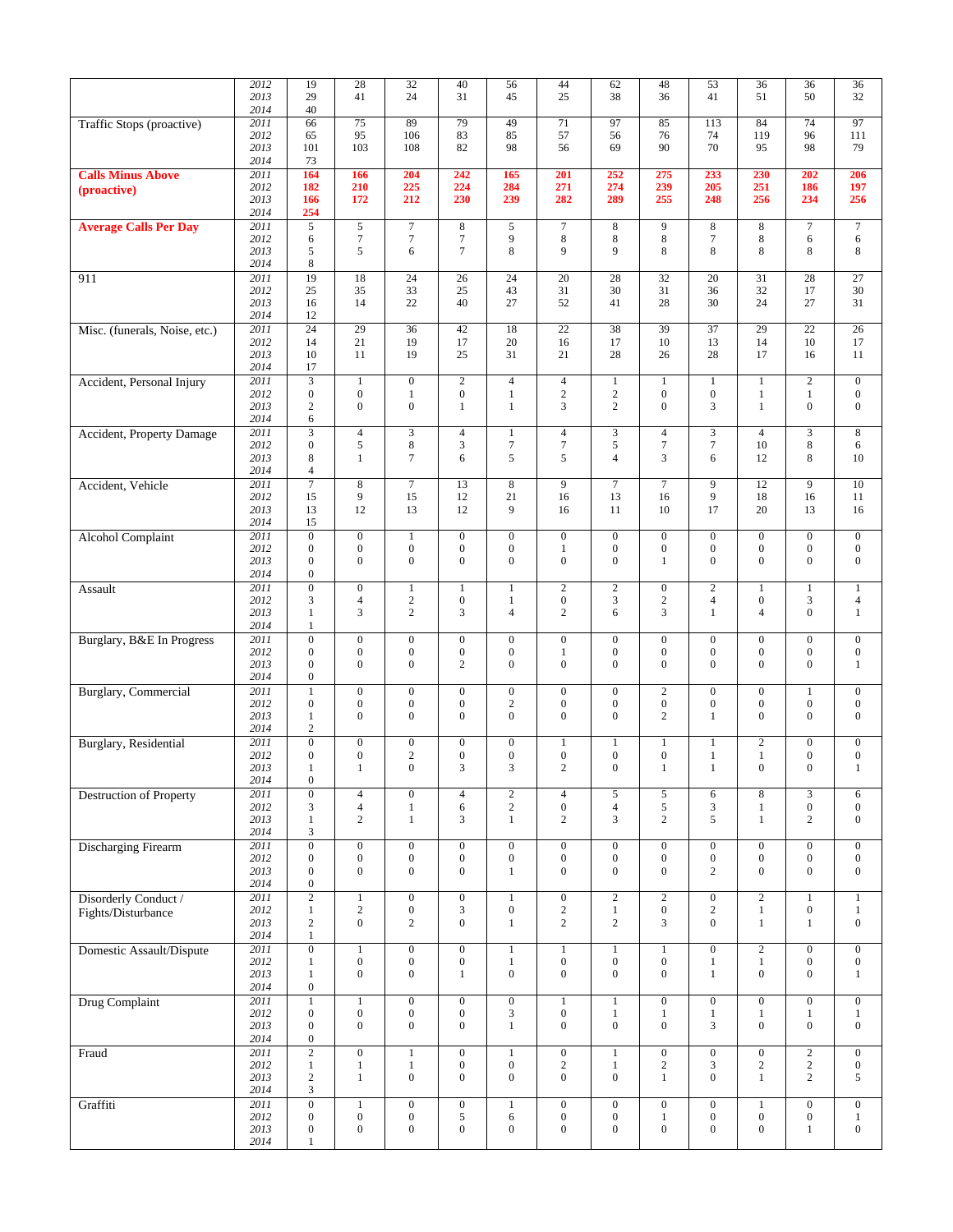| | | | | | | | | | | | | | |
|---|---|---|---|---|---|---|---|---|---|---|---|---|---|
| | *2012* | 19 | 28 | 32 | 40 | 56 | 44 | 62 | 48 | 53 | 36 | 36 | 36 |
| | *2013* | 29 | 41 | 24 | 31 | 45 | 25 | 38 | 36 | 41 | 51 | 50 | 32 |
| | *2014* | 40 | | | | | | | | | | | |
| Traffic Stops (proactive) | *2011* | 66 | 75 | 89 | 79 | 49 | 71 | 97 | 85 | 113 | 84 | 74 | 97 |
| | *2012* | 65 | 95 | 106 | 83 | 85 | 57 | 56 | 76 | 74 | 119 | 96 | 111 |
| | *2013* | 101 | 103 | 108 | 82 | 98 | 56 | 69 | 90 | 70 | 95 | 98 | 79 |
| | *2014* | 73 | | | | | | | | | | | |
| **Calls Minus Above (proactive)** | *2011* | **164** | **166** | **204** | **242** | **165** | **201** | **252** | **275** | **233** | **230** | **202** | **206** |
| | *2012* | **182** | **210** | **225** | **224** | **284** | **271** | **274** | **239** | **205** | **251** | **186** | **197** |
| | *2013* | **166** | **172** | **212** | **230** | **239** | **282** | **289** | **255** | **248** | **256** | **234** | **256** |
| | *2014* | **254** | | | | | | | | | | | |
| **Average Calls Per Day** | *2011* | 5 | 5 | 7 | 8 | 5 | 7 | 8 | 9 | 8 | 8 | 7 | 7 |
| | *2012* | 6 | 7 | 7 | 7 | 9 | 8 | 8 | 8 | 7 | 8 | 6 | 6 |
| | *2013* | 5 | 5 | 6 | 7 | 8 | 9 | 9 | 8 | 8 | 8 | 8 | 8 |
| | *2014* | 8 | | | | | | | | | | | |
| 911 | *2011* | 19 | 18 | 24 | 26 | 24 | 20 | 28 | 32 | 20 | 31 | 28 | 27 |
| | *2012* | 25 | 35 | 33 | 25 | 43 | 31 | 30 | 31 | 36 | 32 | 17 | 30 |
| | *2013* | 16 | 14 | 22 | 40 | 27 | 52 | 41 | 28 | 30 | 24 | 27 | 31 |
| | *2014* | 12 | | | | | | | | | | | |
| Misc. (funerals, Noise, etc.) | *2011* | 24 | 29 | 36 | 42 | 18 | 22 | 38 | 39 | 37 | 29 | 22 | 26 |
| | *2012* | 14 | 21 | 19 | 17 | 20 | 16 | 17 | 10 | 13 | 14 | 10 | 17 |
| | *2013* | 10 | 11 | 19 | 25 | 31 | 21 | 28 | 26 | 28 | 17 | 16 | 11 |
| | *2014* | 17 | | | | | | | | | | | |
| Accident, Personal Injury | *2011* | 3 | 1 | 0 | 2 | 4 | 4 | 1 | 1 | 1 | 1 | 2 | 0 |
| | *2012* | 0 | 0 | 1 | 0 | 1 | 2 | 2 | 0 | 0 | 1 | 1 | 0 |
| | *2013* | 2 | 0 | 0 | 1 | 1 | 3 | 2 | 0 | 3 | 1 | 0 | 0 |
| | *2014* | 6 | | | | | | | | | | | |
| Accident, Property Damage | *2011* | 3 | 4 | 3 | 4 | 1 | 4 | 3 | 4 | 3 | 4 | 3 | 8 |
| | *2012* | 0 | 5 | 8 | 3 | 7 | 7 | 5 | 7 | 7 | 10 | 8 | 6 |
| | *2013* | 8 | 1 | 7 | 6 | 5 | 5 | 4 | 3 | 6 | 12 | 8 | 10 |
| | *2014* | 4 | | | | | | | | | | | |
| Accident, Vehicle | *2011* | 7 | 8 | 7 | 13 | 8 | 9 | 7 | 7 | 9 | 12 | 9 | 10 |
| | *2012* | 15 | 9 | 15 | 12 | 21 | 16 | 13 | 16 | 9 | 18 | 16 | 11 |
| | *2013* | 13 | 12 | 13 | 12 | 9 | 16 | 11 | 10 | 17 | 20 | 13 | 16 |
| | *2014* | 15 | | | | | | | | | | | |
| Alcohol Complaint | *2011* | 0 | 0 | 1 | 0 | 0 | 0 | 0 | 0 | 0 | 0 | 0 | 0 |
| | *2012* | 0 | 0 | 0 | 0 | 0 | 1 | 0 | 0 | 0 | 0 | 0 | 0 |
| | *2013* | 0 | 0 | 0 | 0 | 0 | 0 | 0 | 1 | 0 | 0 | 0 | 0 |
| | *2014* | 0 | | | | | | | | | | | |
| Assault | *2011* | 0 | 0 | 1 | 1 | 1 | 2 | 2 | 0 | 2 | 1 | 1 | 1 |
| | *2012* | 3 | 4 | 2 | 0 | 1 | 0 | 3 | 2 | 4 | 0 | 3 | 4 |
| | *2013* | 1 | 3 | 2 | 3 | 4 | 2 | 6 | 3 | 1 | 4 | 0 | 1 |
| | *2014* | 1 | | | | | | | | | | | |
| Burglary, B&E In Progress | *2011* | 0 | 0 | 0 | 0 | 0 | 0 | 0 | 0 | 0 | 0 | 0 | 0 |
| | *2012* | 0 | 0 | 0 | 0 | 0 | 1 | 0 | 0 | 0 | 0 | 0 | 0 |
| | *2013* | 0 | 0 | 0 | 2 | 0 | 0 | 0 | 0 | 0 | 0 | 0 | 1 |
| | *2014* | 0 | | | | | | | | | | | |
| Burglary, Commercial | *2011* | 1 | 0 | 0 | 0 | 0 | 0 | 0 | 2 | 0 | 0 | 1 | 0 |
| | *2012* | 0 | 0 | 0 | 0 | 2 | 0 | 0 | 0 | 0 | 0 | 0 | 0 |
| | *2013* | 1 | 0 | 0 | 0 | 0 | 0 | 0 | 2 | 1 | 0 | 0 | 0 |
| | *2014* | 2 | | | | | | | | | | | |
| Burglary, Residential | *2011* | 0 | 0 | 0 | 0 | 0 | 1 | 1 | 1 | 1 | 2 | 0 | 0 |
| | *2012* | 0 | 0 | 2 | 0 | 0 | 0 | 0 | 0 | 1 | 1 | 0 | 0 |
| | *2013* | 1 | 1 | 0 | 3 | 3 | 2 | 0 | 1 | 1 | 0 | 0 | 1 |
| | *2014* | 0 | | | | | | | | | | | |
| Destruction of Property | *2011* | 0 | 4 | 0 | 4 | 2 | 4 | 5 | 5 | 6 | 8 | 3 | 6 |
| | *2012* | 3 | 4 | 1 | 6 | 2 | 0 | 4 | 5 | 3 | 1 | 0 | 0 |
| | *2013* | 1 | 2 | 1 | 3 | 1 | 2 | 3 | 2 | 5 | 1 | 2 | 0 |
| | *2014* | 3 | | | | | | | | | | | |
| Discharging Firearm | *2011* | 0 | 0 | 0 | 0 | 0 | 0 | 0 | 0 | 0 | 0 | 0 | 0 |
| | *2012* | 0 | 0 | 0 | 0 | 0 | 0 | 0 | 0 | 0 | 0 | 0 | 0 |
| | *2013* | 0 | 0 | 0 | 0 | 1 | 0 | 0 | 0 | 2 | 0 | 0 | 0 |
| | *2014* | 0 | | | | | | | | | | | |
| Disorderly Conduct / Fights/Disturbance | *2011* | 2 | 1 | 0 | 0 | 1 | 0 | 2 | 2 | 0 | 2 | 1 | 1 |
| | *2012* | 1 | 2 | 0 | 3 | 0 | 2 | 1 | 0 | 2 | 1 | 0 | 1 |
| | *2013* | 2 | 0 | 2 | 0 | 1 | 2 | 2 | 3 | 0 | 1 | 1 | 0 |
| | *2014* | 1 | | | | | | | | | | | |
| Domestic Assault/Dispute | *2011* | 0 | 1 | 0 | 0 | 1 | 1 | 1 | 1 | 0 | 2 | 0 | 0 |
| | *2012* | 1 | 0 | 0 | 0 | 1 | 0 | 0 | 0 | 1 | 1 | 0 | 0 |
| | *2013* | 1 | 0 | 0 | 1 | 0 | 0 | 0 | 0 | 1 | 0 | 0 | 1 |
| | *2014* | 0 | | | | | | | | | | | |
| Drug Complaint | *2011* | 1 | 1 | 0 | 0 | 0 | 1 | 1 | 0 | 0 | 0 | 0 | 0 |
| | *2012* | 0 | 0 | 0 | 0 | 3 | 0 | 1 | 1 | 1 | 1 | 1 | 1 |
| | *2013* | 0 | 0 | 0 | 0 | 1 | 0 | 0 | 0 | 3 | 0 | 0 | 0 |
| | *2014* | 0 | | | | | | | | | | | |
| Fraud | *2011* | 2 | 0 | 1 | 0 | 1 | 0 | 1 | 0 | 0 | 0 | 2 | 0 |
| | *2012* | 1 | 1 | 1 | 0 | 0 | 2 | 1 | 2 | 3 | 2 | 2 | 0 |
| | *2013* | 2 | 1 | 0 | 0 | 0 | 0 | 0 | 1 | 0 | 1 | 2 | 5 |
| | *2014* | 3 | | | | | | | | | | | |
| Graffiti | *2011* | 0 | 1 | 0 | 0 | 1 | 0 | 0 | 0 | 0 | 1 | 0 | 0 |
| | *2012* | 0 | 0 | 0 | 5 | 6 | 0 | 0 | 1 | 0 | 0 | 0 | 1 |
| | *2013* | 0 | 0 | 0 | 0 | 0 | 0 | 0 | 0 | 0 | 0 | 1 | 0 |
| | *2014* | 1 | | | | | | | | | | | |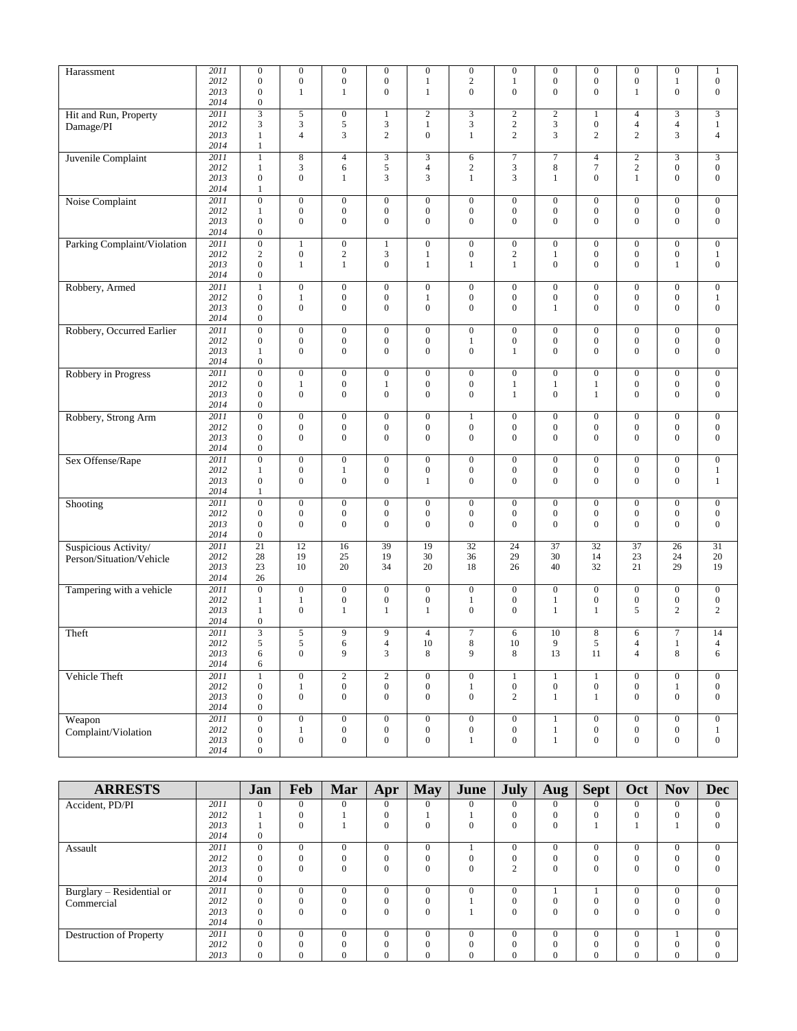| | | | | | | | | | | | | | |
|---|---|---|---|---|---|---|---|---|---|---|---|---|---|
| Harassment | *2011* | 0 | 0 | 0 | 0 | 0 | 0 | 0 | 0 | 0 | 0 | 0 | 1 |
| | *2012* | 0 | 0 | 0 | 0 | 1 | 2 | 1 | 0 | 0 | 0 | 1 | 0 |
| | *2013* | 0 | 1 | 1 | 0 | 1 | 0 | 0 | 0 | 0 | 1 | 0 | 0 |
| | *2014* | 0 | | | | | | | | | | | |
| Hit and Run, Property Damage/PI | *2011* | 3 | 5 | 0 | 1 | 2 | 3 | 2 | 2 | 1 | 4 | 3 | 3 |
| | *2012* | 3 | 3 | 5 | 3 | 1 | 3 | 2 | 3 | 0 | 4 | 4 | 1 |
| | *2013* | 1 | 4 | 3 | 2 | 0 | 1 | 2 | 3 | 2 | 2 | 3 | 4 |
| | *2014* | 1 | | | | | | | | | | | |
| Juvenile Complaint | *2011* | 1 | 8 | 4 | 3 | 3 | 6 | 7 | 7 | 4 | 2 | 3 | 3 |
| | *2012* | 1 | 3 | 6 | 5 | 4 | 2 | 3 | 8 | 7 | 2 | 0 | 0 |
| | *2013* | 0 | 0 | 1 | 3 | 3 | 1 | 3 | 1 | 0 | 1 | 0 | 0 |
| | *2014* | 1 | | | | | | | | | | | |
| Noise Complaint | *2011* | 0 | 0 | 0 | 0 | 0 | 0 | 0 | 0 | 0 | 0 | 0 | 0 |
| | *2012* | 1 | 0 | 0 | 0 | 0 | 0 | 0 | 0 | 0 | 0 | 0 | 0 |
| | *2013* | 0 | 0 | 0 | 0 | 0 | 0 | 0 | 0 | 0 | 0 | 0 | 0 |
| | *2014* | 0 | | | | | | | | | | | |
| Parking Complaint/Violation | *2011* | 0 | 1 | 0 | 1 | 0 | 0 | 0 | 0 | 0 | 0 | 0 | 0 |
| | *2012* | 2 | 0 | 2 | 3 | 1 | 0 | 2 | 1 | 0 | 0 | 0 | 1 |
| | *2013* | 0 | 1 | 1 | 0 | 1 | 1 | 1 | 0 | 0 | 0 | 1 | 0 |
| | *2014* | 0 | | | | | | | | | | | |
| Robbery, Armed | *2011* | 1 | 0 | 0 | 0 | 0 | 0 | 0 | 0 | 0 | 0 | 0 | 0 |
| | *2012* | 0 | 1 | 0 | 0 | 1 | 0 | 0 | 0 | 0 | 0 | 0 | 1 |
| | *2013* | 0 | 0 | 0 | 0 | 0 | 0 | 0 | 1 | 0 | 0 | 0 | 0 |
| | *2014* | 0 | | | | | | | | | | | |
| Robbery, Occurred Earlier | *2011* | 0 | 0 | 0 | 0 | 0 | 0 | 0 | 0 | 0 | 0 | 0 | 0 |
| | *2012* | 0 | 0 | 0 | 0 | 0 | 1 | 0 | 0 | 0 | 0 | 0 | 0 |
| | *2013* | 1 | 0 | 0 | 0 | 0 | 0 | 1 | 0 | 0 | 0 | 0 | 0 |
| | *2014* | 0 | | | | | | | | | | | |
| Robbery in Progress | *2011* | 0 | 0 | 0 | 0 | 0 | 0 | 0 | 0 | 0 | 0 | 0 | 0 |
| | *2012* | 0 | 1 | 0 | 1 | 0 | 0 | 1 | 1 | 1 | 0 | 0 | 0 |
| | *2013* | 0 | 0 | 0 | 0 | 0 | 0 | 1 | 0 | 1 | 0 | 0 | 0 |
| | *2014* | 0 | | | | | | | | | | | |
| Robbery, Strong Arm | *2011* | 0 | 0 | 0 | 0 | 0 | 1 | 0 | 0 | 0 | 0 | 0 | 0 |
| | *2012* | 0 | 0 | 0 | 0 | 0 | 0 | 0 | 0 | 0 | 0 | 0 | 0 |
| | *2013* | 0 | 0 | 0 | 0 | 0 | 0 | 0 | 0 | 0 | 0 | 0 | 0 |
| | *2014* | 0 | | | | | | | | | | | |
| Sex Offense/Rape | *2011* | 0 | 0 | 0 | 0 | 0 | 0 | 0 | 0 | 0 | 0 | 0 | 0 |
| | *2012* | 1 | 0 | 1 | 0 | 0 | 0 | 0 | 0 | 0 | 0 | 0 | 1 |
| | *2013* | 0 | 0 | 0 | 0 | 1 | 0 | 0 | 0 | 0 | 0 | 0 | 1 |
| | *2014* | 1 | | | | | | | | | | | |
| Shooting | *2011* | 0 | 0 | 0 | 0 | 0 | 0 | 0 | 0 | 0 | 0 | 0 | 0 |
| | *2012* | 0 | 0 | 0 | 0 | 0 | 0 | 0 | 0 | 0 | 0 | 0 | 0 |
| | *2013* | 0 | 0 | 0 | 0 | 0 | 0 | 0 | 0 | 0 | 0 | 0 | 0 |
| | *2014* | 0 | | | | | | | | | | | |
| Suspicious Activity/ Person/Situation/Vehicle | *2011* | 21 | 12 | 16 | 39 | 19 | 32 | 24 | 37 | 32 | 37 | 26 | 31 |
| | *2012* | 28 | 19 | 25 | 19 | 30 | 36 | 29 | 30 | 14 | 23 | 24 | 20 |
| | *2013* | 23 | 10 | 20 | 34 | 20 | 18 | 26 | 40 | 32 | 21 | 29 | 19 |
| | *2014* | 26 | | | | | | | | | | | |
| Tampering with a vehicle | *2011* | 0 | 0 | 0 | 0 | 0 | 0 | 0 | 0 | 0 | 0 | 0 | 0 |
| | *2012* | 1 | 1 | 0 | 0 | 0 | 1 | 0 | 1 | 0 | 0 | 0 | 0 |
| | *2013* | 1 | 0 | 1 | 1 | 1 | 0 | 0 | 1 | 1 | 5 | 2 | 2 |
| | *2014* | 0 | | | | | | | | | | | |
| Theft | *2011* | 3 | 5 | 9 | 9 | 4 | 7 | 6 | 10 | 8 | 6 | 7 | 14 |
| | *2012* | 5 | 5 | 6 | 4 | 10 | 8 | 10 | 9 | 5 | 4 | 1 | 4 |
| | *2013* | 6 | 0 | 9 | 3 | 8 | 9 | 8 | 13 | 11 | 4 | 8 | 6 |
| | *2014* | 6 | | | | | | | | | | | |
| Vehicle Theft | *2011* | 1 | 0 | 2 | 2 | 0 | 0 | 1 | 1 | 1 | 0 | 0 | 0 |
| | *2012* | 0 | 1 | 0 | 0 | 0 | 1 | 0 | 0 | 0 | 0 | 1 | 0 |
| | *2013* | 0 | 0 | 0 | 0 | 0 | 0 | 2 | 1 | 1 | 0 | 0 | 0 |
| | *2014* | 0 | | | | | | | | | | | |
| Weapon Complaint/Violation | *2011* | 0 | 0 | 0 | 0 | 0 | 0 | 0 | 1 | 0 | 0 | 0 | 0 |
| | *2012* | 0 | 1 | 0 | 0 | 0 | 0 | 0 | 1 | 0 | 0 | 0 | 1 |
| | *2013* | 0 | 0 | 0 | 0 | 0 | 1 | 0 | 1 | 0 | 0 | 0 | 0 |
| | *2014* | 0 | | | | | | | | | | | |

| **ARRESTS** | | **Jan** | **Feb** | **Mar** | **Apr** | **May** | **June** | **July** | **Aug** | **Sept** | **Oct** | **Nov** | **Dec** |
|---|---|---|---|---|---|---|---|---|---|---|---|---|---|
| Accident, PD/PI | *2011* | 0 | 0 | 0 | 0 | 0 | 0 | 0 | 0 | 0 | 0 | 0 | 0 |
| | *2012* | 1 | 0 | 1 | 0 | 1 | 1 | 0 | 0 | 0 | 0 | 0 | 0 |
| | *2013* | 1 | 0 | 1 | 0 | 0 | 0 | 0 | 0 | 1 | 1 | 1 | 0 |
| | *2014* | 0 | | | | | | | | | | | |
| Assault | *2011* | 0 | 0 | 0 | 0 | 0 | 1 | 0 | 0 | 0 | 0 | 0 | 0 |
| | *2012* | 0 | 0 | 0 | 0 | 0 | 0 | 0 | 0 | 0 | 0 | 0 | 0 |
| | *2013* | 0 | 0 | 0 | 0 | 0 | 0 | 2 | 0 | 0 | 0 | 0 | 0 |
| | *2014* | 0 | | | | | | | | | | | |
| Burglary – Residential or Commercial | *2011* | 0 | 0 | 0 | 0 | 0 | 0 | 0 | 1 | 1 | 0 | 0 | 0 |
| | *2012* | 0 | 0 | 0 | 0 | 0 | 1 | 0 | 0 | 0 | 0 | 0 | 0 |
| | *2013* | 0 | 0 | 0 | 0 | 0 | 1 | 0 | 0 | 0 | 0 | 0 | 0 |
| | *2014* | 0 | | | | | | | | | | | |
| Destruction of Property | *2011* | 0 | 0 | 0 | 0 | 0 | 0 | 0 | 0 | 0 | 0 | 1 | 0 |
| | *2012* | 0 | 0 | 0 | 0 | 0 | 0 | 0 | 0 | 0 | 0 | 0 | 0 |
| | *2013* | 0 | 0 | 0 | 0 | 0 | 0 | 0 | 0 | 0 | 0 | 0 | 0 |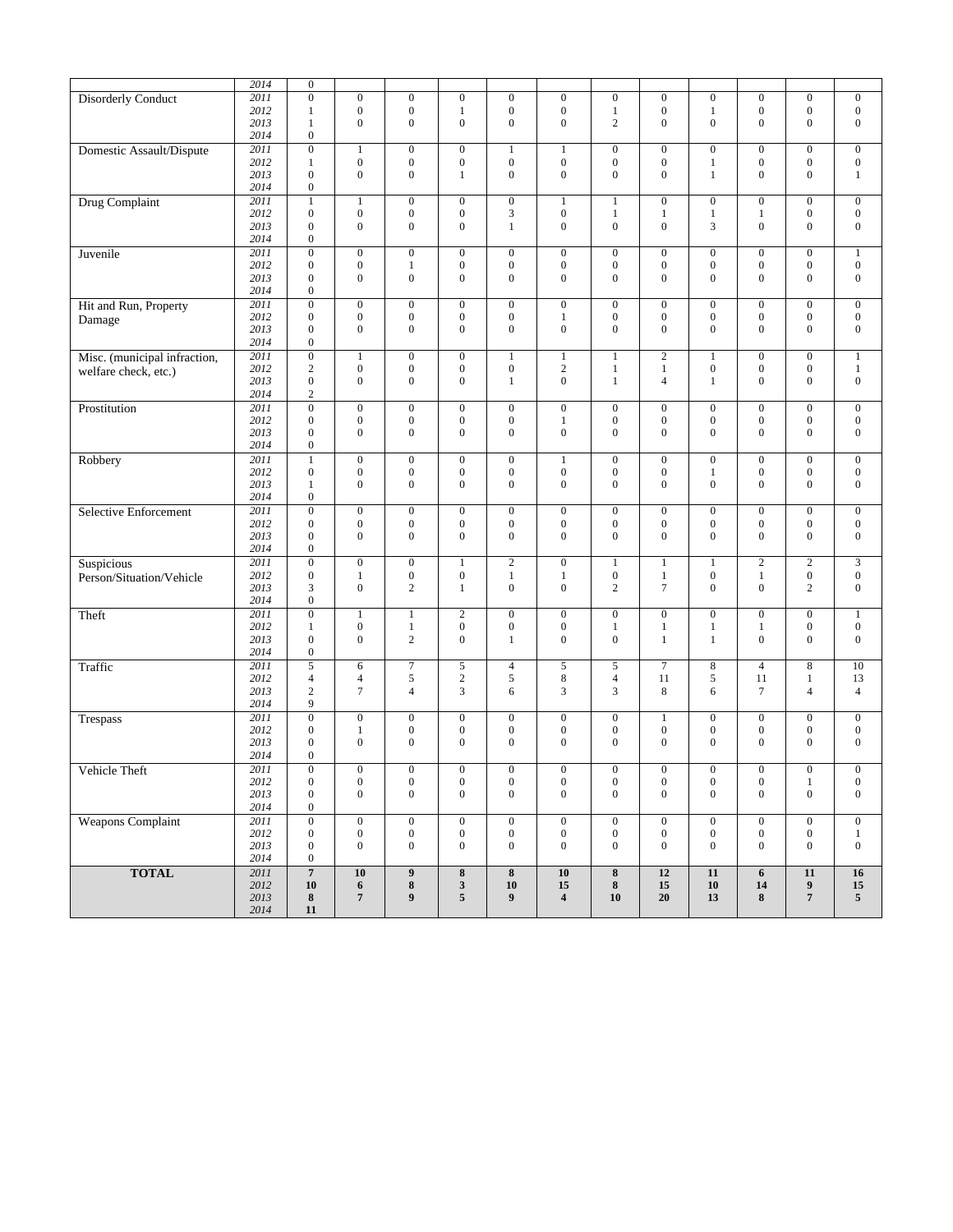| | | | | | | | | | | | | | |
|---|---|---|---|---|---|---|---|---|---|---|---|---|---|
| | *2014* | 0 | | | | | | | | | | | |
| Disorderly Conduct | *2011* | 0 | 0 | 0 | 0 | 0 | 0 | 0 | 0 | 0 | 0 | 0 | 0 |
| | *2012* | 1 | 0 | 0 | 1 | 0 | 0 | 1 | 0 | 1 | 0 | 0 | 0 |
| | *2013* | 1 | 0 | 0 | 0 | 0 | 0 | 2 | 0 | 0 | 0 | 0 | 0 |
| | *2014* | 0 | | | | | | | | | | | |
| Domestic Assault/Dispute | *2011* | 0 | 1 | 0 | 0 | 1 | 1 | 0 | 0 | 0 | 0 | 0 | 0 |
| | *2012* | 1 | 0 | 0 | 0 | 0 | 0 | 0 | 0 | 1 | 0 | 0 | 0 |
| | *2013* | 0 | 0 | 0 | 1 | 0 | 0 | 0 | 0 | 1 | 0 | 0 | 1 |
| | *2014* | 0 | | | | | | | | | | | |
| Drug Complaint | *2011* | 1 | 1 | 0 | 0 | 0 | 1 | 1 | 0 | 0 | 0 | 0 | 0 |
| | *2012* | 0 | 0 | 0 | 0 | 3 | 0 | 1 | 1 | 1 | 1 | 0 | 0 |
| | *2013* | 0 | 0 | 0 | 0 | 1 | 0 | 0 | 0 | 3 | 0 | 0 | 0 |
| | *2014* | 0 | | | | | | | | | | | |
| Juvenile | *2011* | 0 | 0 | 0 | 0 | 0 | 0 | 0 | 0 | 0 | 0 | 0 | 1 |
| | *2012* | 0 | 0 | 1 | 0 | 0 | 0 | 0 | 0 | 0 | 0 | 0 | 0 |
| | *2013* | 0 | 0 | 0 | 0 | 0 | 0 | 0 | 0 | 0 | 0 | 0 | 0 |
| | *2014* | 0 | | | | | | | | | | | |
| Hit and Run, Property Damage | *2011* | 0 | 0 | 0 | 0 | 0 | 0 | 0 | 0 | 0 | 0 | 0 | 0 |
| | *2012* | 0 | 0 | 0 | 0 | 0 | 1 | 0 | 0 | 0 | 0 | 0 | 0 |
| | *2013* | 0 | 0 | 0 | 0 | 0 | 0 | 0 | 0 | 0 | 0 | 0 | 0 |
| | *2014* | 0 | | | | | | | | | | | |
| Misc. (municipal infraction, welfare check, etc.) | *2011* | 0 | 1 | 0 | 0 | 1 | 1 | 1 | 2 | 1 | 0 | 0 | 1 |
| | *2012* | 2 | 0 | 0 | 0 | 0 | 2 | 1 | 1 | 0 | 0 | 0 | 1 |
| | *2013* | 0 | 0 | 0 | 0 | 1 | 0 | 1 | 4 | 1 | 0 | 0 | 0 |
| | *2014* | 2 | | | | | | | | | | | |
| Prostitution | *2011* | 0 | 0 | 0 | 0 | 0 | 0 | 0 | 0 | 0 | 0 | 0 | 0 |
| | *2012* | 0 | 0 | 0 | 0 | 0 | 1 | 0 | 0 | 0 | 0 | 0 | 0 |
| | *2013* | 0 | 0 | 0 | 0 | 0 | 0 | 0 | 0 | 0 | 0 | 0 | 0 |
| | *2014* | 0 | | | | | | | | | | | |
| Robbery | *2011* | 1 | 0 | 0 | 0 | 0 | 1 | 0 | 0 | 0 | 0 | 0 | 0 |
| | *2012* | 0 | 0 | 0 | 0 | 0 | 0 | 0 | 0 | 1 | 0 | 0 | 0 |
| | *2013* | 1 | 0 | 0 | 0 | 0 | 0 | 0 | 0 | 0 | 0 | 0 | 0 |
| | *2014* | 0 | | | | | | | | | | | |
| Selective Enforcement | *2011* | 0 | 0 | 0 | 0 | 0 | 0 | 0 | 0 | 0 | 0 | 0 | 0 |
| | *2012* | 0 | 0 | 0 | 0 | 0 | 0 | 0 | 0 | 0 | 0 | 0 | 0 |
| | *2013* | 0 | 0 | 0 | 0 | 0 | 0 | 0 | 0 | 0 | 0 | 0 | 0 |
| | *2014* | 0 | | | | | | | | | | | |
| Suspicious Person/Situation/Vehicle | *2011* | 0 | 0 | 0 | 1 | 2 | 0 | 1 | 1 | 1 | 2 | 2 | 3 |
| | *2012* | 0 | 1 | 0 | 0 | 1 | 1 | 0 | 1 | 0 | 1 | 0 | 0 |
| | *2013* | 3 | 0 | 2 | 1 | 0 | 0 | 2 | 7 | 0 | 0 | 2 | 0 |
| | *2014* | 0 | | | | | | | | | | | |
| Theft | *2011* | 0 | 1 | 1 | 2 | 0 | 0 | 0 | 0 | 0 | 0 | 0 | 1 |
| | *2012* | 1 | 0 | 1 | 0 | 0 | 0 | 1 | 1 | 1 | 1 | 0 | 0 |
| | *2013* | 0 | 0 | 2 | 0 | 1 | 0 | 0 | 1 | 1 | 0 | 0 | 0 |
| | *2014* | 0 | | | | | | | | | | | |
| Traffic | *2011* | 5 | 6 | 7 | 5 | 4 | 5 | 5 | 7 | 8 | 4 | 8 | 10 |
| | *2012* | 4 | 4 | 5 | 2 | 5 | 8 | 4 | 11 | 5 | 11 | 1 | 13 |
| | *2013* | 2 | 7 | 4 | 3 | 6 | 3 | 3 | 8 | 6 | 7 | 4 | 4 |
| | *2014* | 9 | | | | | | | | | | | |
| Trespass | *2011* | 0 | 0 | 0 | 0 | 0 | 0 | 0 | 1 | 0 | 0 | 0 | 0 |
| | *2012* | 0 | 1 | 0 | 0 | 0 | 0 | 0 | 0 | 0 | 0 | 0 | 0 |
| | *2013* | 0 | 0 | 0 | 0 | 0 | 0 | 0 | 0 | 0 | 0 | 0 | 0 |
| | *2014* | 0 | | | | | | | | | | | |
| Vehicle Theft | *2011* | 0 | 0 | 0 | 0 | 0 | 0 | 0 | 0 | 0 | 0 | 0 | 0 |
| | *2012* | 0 | 0 | 0 | 0 | 0 | 0 | 0 | 0 | 0 | 0 | 1 | 0 |
| | *2013* | 0 | 0 | 0 | 0 | 0 | 0 | 0 | 0 | 0 | 0 | 0 | 0 |
| | *2014* | 0 | | | | | | | | | | | |
| Weapons Complaint | *2011* | 0 | 0 | 0 | 0 | 0 | 0 | 0 | 0 | 0 | 0 | 0 | 0 |
| | *2012* | 0 | 0 | 0 | 0 | 0 | 0 | 0 | 0 | 0 | 0 | 0 | 1 |
| | *2013* | 0 | 0 | 0 | 0 | 0 | 0 | 0 | 0 | 0 | 0 | 0 | 0 |
| | *2014* | 0 | | | | | | | | | | | |
| **TOTAL** | *2011* | **7** | **10** | **9** | **8** | **8** | **10** | **8** | **12** | **11** | **6** | **11** | **16** |
| | *2012* | **10** | **6** | **8** | **3** | **10** | **15** | **8** | **15** | **10** | **14** | **9** | **15** |
| | *2013* | **8** | **7** | **9** | **5** | **9** | **4** | **10** | **20** | **13** | **8** | **7** | **5** |
| | *2014* | **11** | | | | | | | | | | | |